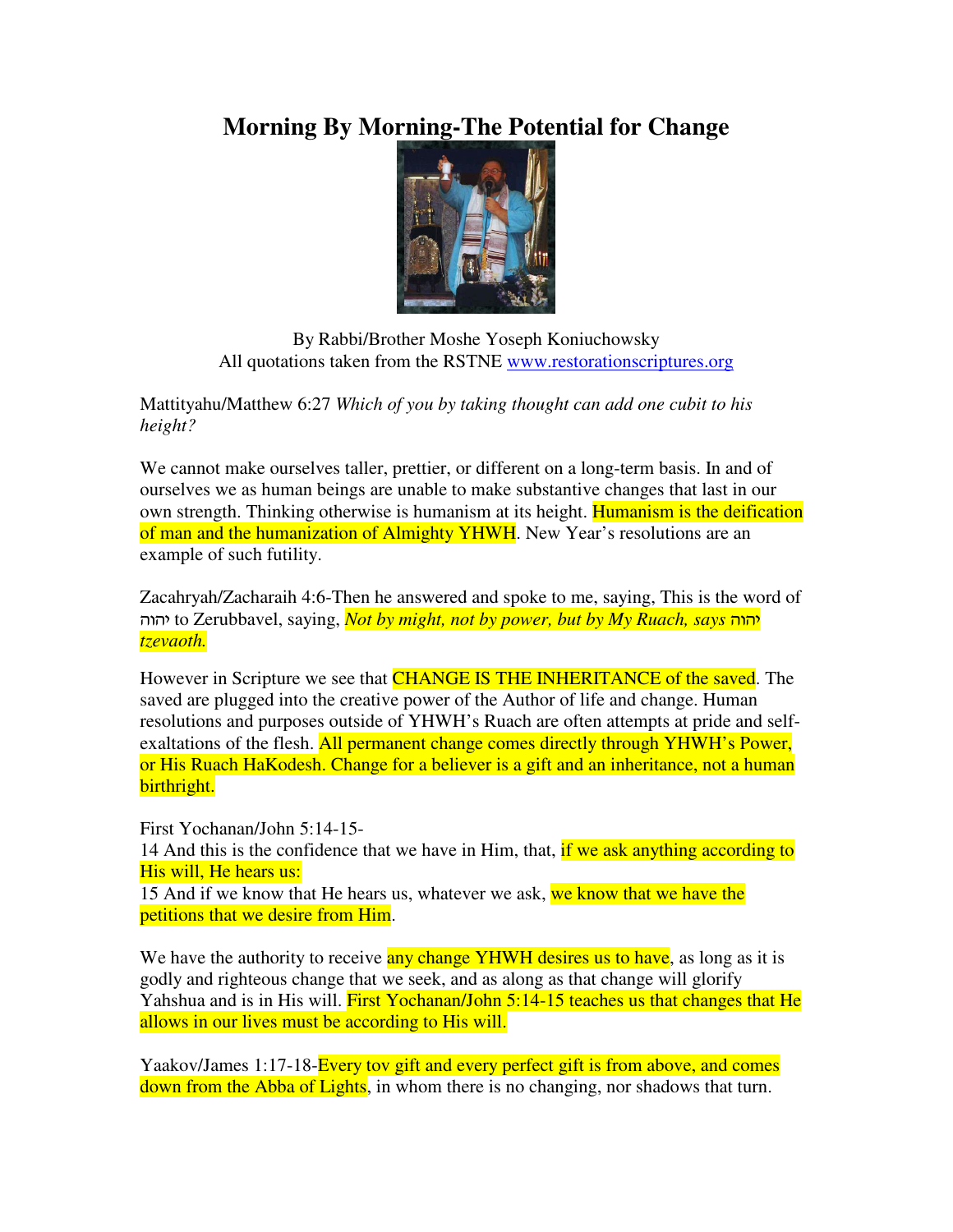# Morning By Morning-The Potential for Change

By Rabbi/Brother Moshe Yoseph Koniuchowsky
All quotations taken from the RSTNE www.restorationscriptures.org

Mattityahu/Matthew 6:27 *Which of you by taking thought can add one cubit to his height?*

We cannot make ourselves taller, prettier, or different on a long-term basis. In and of ourselves we as human beings are unable to make substantive changes that last in our own strength. Thinking otherwise is humanism at its height. Humanism is the deification of man and the humanization of Almighty YHWH. New Year's resolutions are an example of such futility.

Zacahryah/Zacharaih 4:6-Then he answered and spoke to me, saying, This is the word of יהוה to Zerubbavel, saying, *Not by might, not by power, but by My Ruach, says* יהוה *tzevaoth.*

However in Scripture we see that CHANGE IS THE INHERITANCE of the saved. The saved are plugged into the creative power of the Author of life and change. Human resolutions and purposes outside of YHWH's Ruach are often attempts at pride and self-exaltations of the flesh. All permanent change comes directly through YHWH's Power, or His Ruach HaKodesh. Change for a believer is a gift and an inheritance, not a human birthright.

First Yochanan/John 5:14-15-
14 And this is the confidence that we have in Him, that, if we ask anything according to His will, He hears us:
15 And if we know that He hears us, whatever we ask, we know that we have the petitions that we desire from Him.

We have the authority to receive any change YHWH desires us to have, as long as it is godly and righteous change that we seek, and as along as that change will glorify Yahshua and is in His will. First Yochanan/John 5:14-15 teaches us that changes that He allows in our lives must be according to His will.

Yaakov/James 1:17-18-Every tov gift and every perfect gift is from above, and comes down from the Abba of Lights, in whom there is no changing, nor shadows that turn.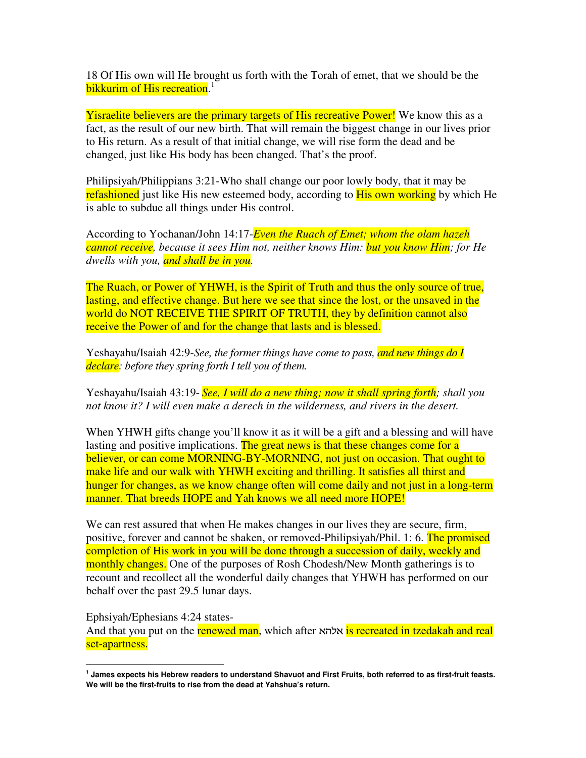18 Of His own will He brought us forth with the Torah of emet, that we should be the bikkurim of His recreation.[1]

Yisraelite believers are the primary targets of His recreative Power! We know this as a fact, as the result of our new birth. That will remain the biggest change in our lives prior to His return. As a result of that initial change, we will rise form the dead and be changed, just like His body has been changed. That's the proof.

Philipsiyah/Philippians 3:21-Who shall change our poor lowly body, that it may be refashioned just like His new esteemed body, according to His own working by which He is able to subdue all things under His control.

According to Yochanan/John 14:17-*Even the Ruach of Emet; whom the olam hazeh cannot receive, because it sees Him not, neither knows Him: but you know Him; for He dwells with you, and shall be in you.*

The Ruach, or Power of YHWH, is the Spirit of Truth and thus the only source of true, lasting, and effective change. But here we see that since the lost, or the unsaved in the world do NOT RECEIVE THE SPIRIT OF TRUTH, they by definition cannot also receive the Power of and for the change that lasts and is blessed.

Yeshayahu/Isaiah 42:9-*See, the former things have come to pass, and new things do I declare: before they spring forth I tell you of them.*

Yeshayahu/Isaiah 43:19- *See, I will do a new thing; now it shall spring forth; shall you not know it? I will even make a derech in the wilderness, and rivers in the desert.*

When YHWH gifts change you'll know it as it will be a gift and a blessing and will have lasting and positive implications. The great news is that these changes come for a believer, or can come MORNING-BY-MORNING, not just on occasion. That ought to make life and our walk with YHWH exciting and thrilling. It satisfies all thirst and hunger for changes, as we know change often will come daily and not just in a long-term manner. That breeds HOPE and Yah knows we all need more HOPE!

We can rest assured that when He makes changes in our lives they are secure, firm, positive, forever and cannot be shaken, or removed-Philipsiyah/Phil. 1: 6. The promised completion of His work in you will be done through a succession of daily, weekly and monthly changes. One of the purposes of Rosh Chodesh/New Month gatherings is to recount and recollect all the wonderful daily changes that YHWH has performed on our behalf over the past 29.5 lunar days.

Ephsiyah/Ephesians 4:24 states-
And that you put on the renewed man, which after אלהא is recreated in tzedakah and real set-apartness.

---

**[1] James expects his Hebrew readers to understand Shavuot and First Fruits, both referred to as first-fruit feasts. We will be the first-fruits to rise from the dead at Yahshua's return.**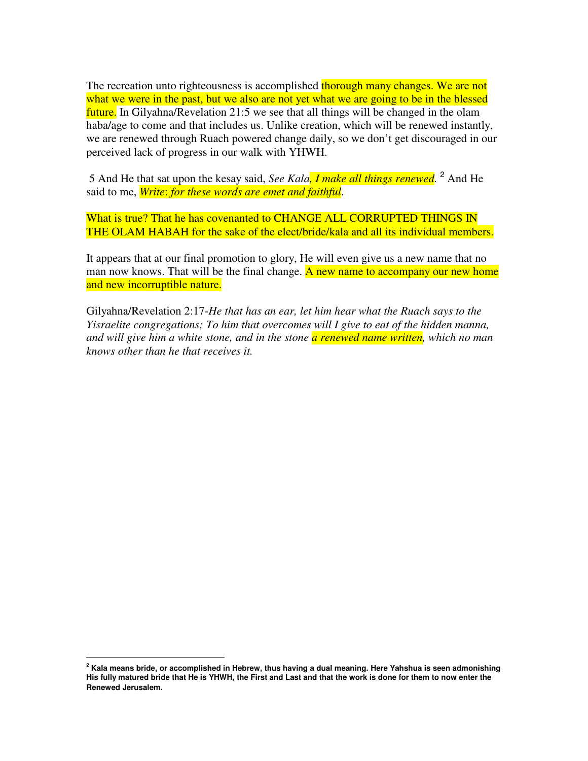The recreation unto righteousness is accomplished thorough many changes. We are not what we were in the past, but we also are not yet what we are going to be in the blessed future. In Gilyahna/Revelation 21:5 we see that all things will be changed in the olam haba/age to come and that includes us. Unlike creation, which will be renewed instantly, we are renewed through Ruach powered change daily, so we don't get discouraged in our perceived lack of progress in our walk with YHWH.

5 And He that sat upon the kesay said, *See Kala, I make all things renewed.* [2] And He said to me, *Write: for these words are emet and faithful*.

What is true? That he has covenanted to CHANGE ALL CORRUPTED THINGS IN THE OLAM HABAH for the sake of the elect/bride/kala and all its individual members.

It appears that at our final promotion to glory, He will even give us a new name that no man now knows. That will be the final change. A new name to accompany our new home and new incorruptible nature.

Gilyahna/Revelation 2:17-*He that has an ear, let him hear what the Ruach says to the Yisraelite congregations; To him that overcomes will I give to eat of the hidden manna, and will give him a white stone, and in the stone a renewed name written, which no man knows other than he that receives it.*

---

**[2] Kala means bride, or accomplished in Hebrew, thus having a dual meaning. Here Yahshua is seen admonishing His fully matured bride that He is YHWH, the First and Last and that the work is done for them to now enter the Renewed Jerusalem.**